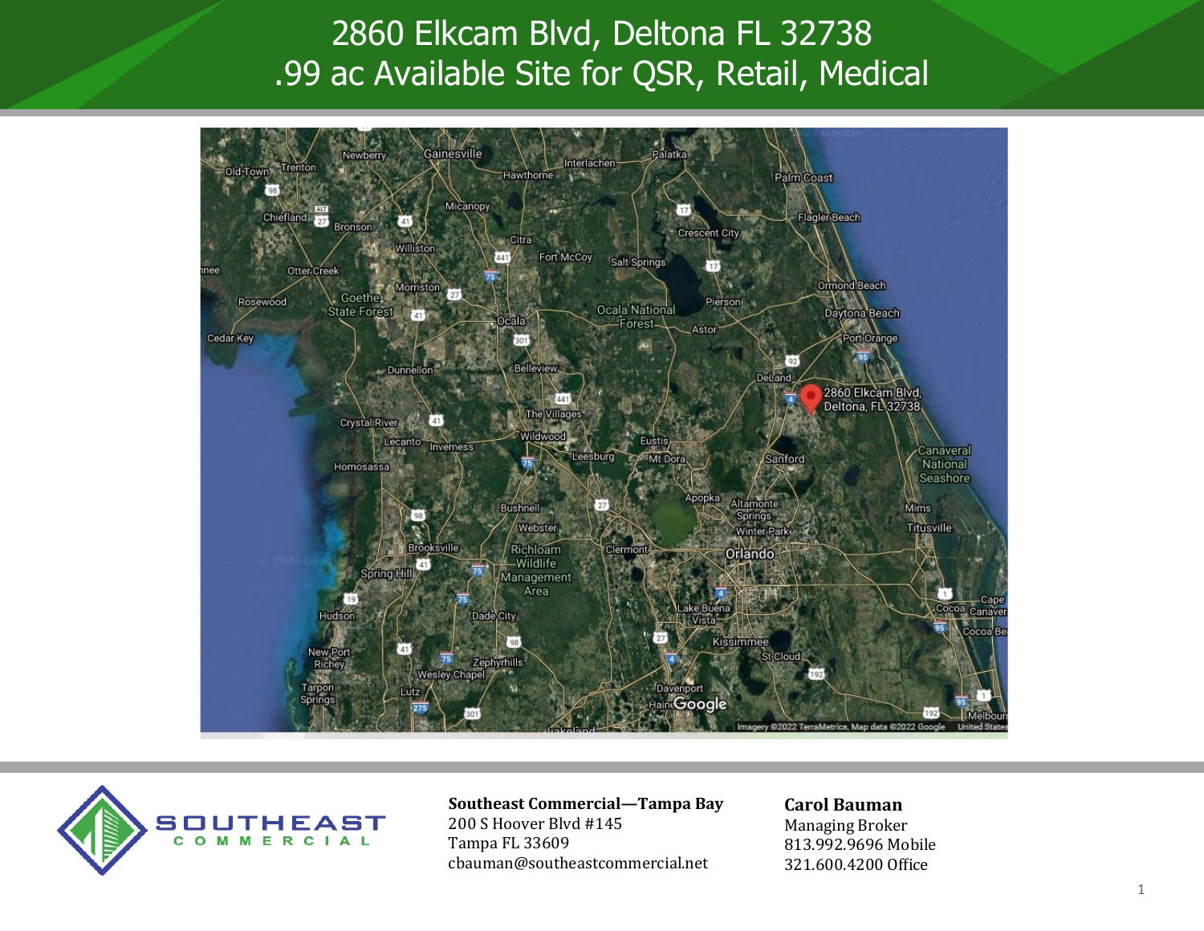# 2860 Elkcam Blvd, Deltona FL 32738
## .99 ac Available Site for QSR, Retail, Medical

**Southeast Commercial—Tampa Bay**
200 S Hoover Blvd #145
Tampa FL 33609
cbauman@southeastcommercial.net

**Carol Bauman**
Managing Broker
813.992.9696 Mobile
321.600.4200 Office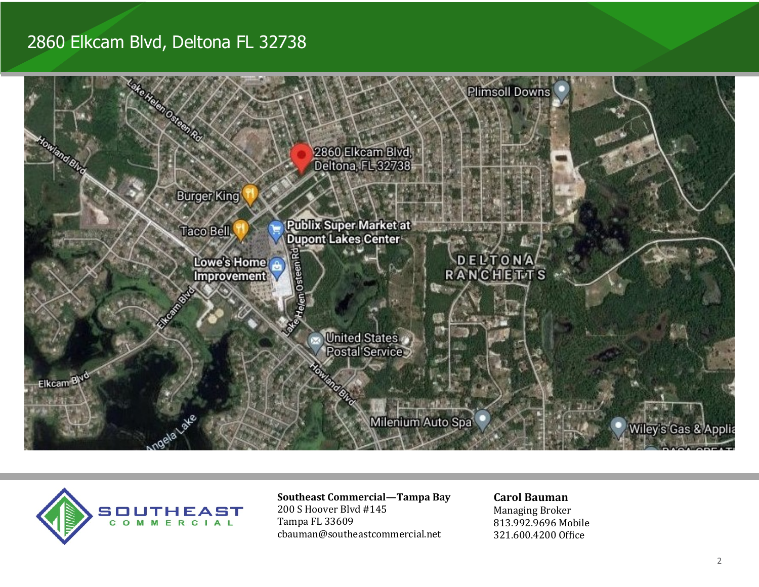# 2860 Elkcam Blvd, Deltona FL 32738

**Southeast Commercial—Tampa Bay**
200 S Hoover Blvd #145
Tampa FL 33609
cbauman@southeastcommercial.net

**Carol Bauman**
Managing Broker
813.992.9696 Mobile
321.600.4200 Office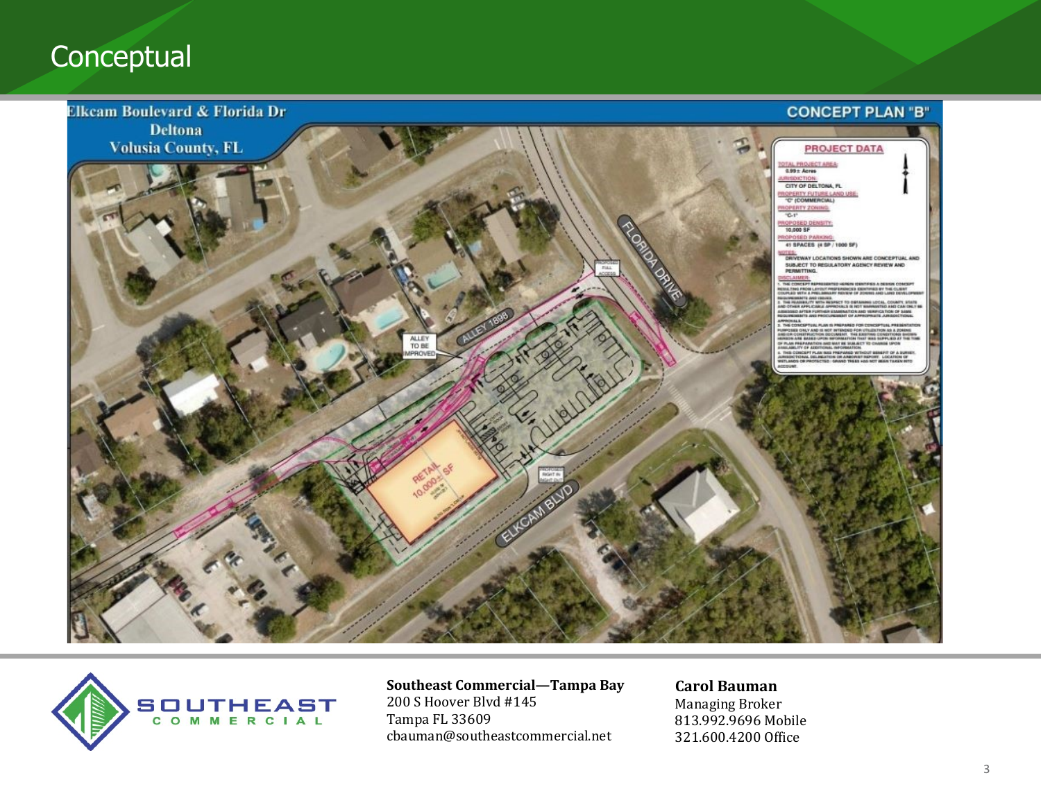# Conceptual

Elkcam Boulevard & Florida Dr
Deltona
Volusia County, FL

CONCEPT PLAN "B"

**PROJECT DATA**

TOTAL PROJECT AREA:
0.99± Acres

JURISDICTION:
CITY OF DELTONA, FL

PROPERTY FUTURE LAND USE:
"C" (COMMERCIAL)

PROPERTY ZONING:
"C-1"

PROPOSED DENSITY:
10,000 SF

PROPOSED PARKING:
41 SPACES (4 SP / 1000 SF)

NOTES:
DRIVEWAY LOCATIONS SHOWN ARE CONCEPTUAL AND SUBJECT TO REGULATORY AGENCY REVIEW AND PERMITTING.

RETAIL 10,000± SF

ALLEY TO BE IMPROVED

ALLEY 1898

FLORIDA DRIVE

ELKCAM BLVD

**Southeast Commercial—Tampa Bay**
200 S Hoover Blvd #145
Tampa FL 33609
cbauman@southeastcommercial.net

**Carol Bauman**
Managing Broker
813.992.9696 Mobile
321.600.4200 Office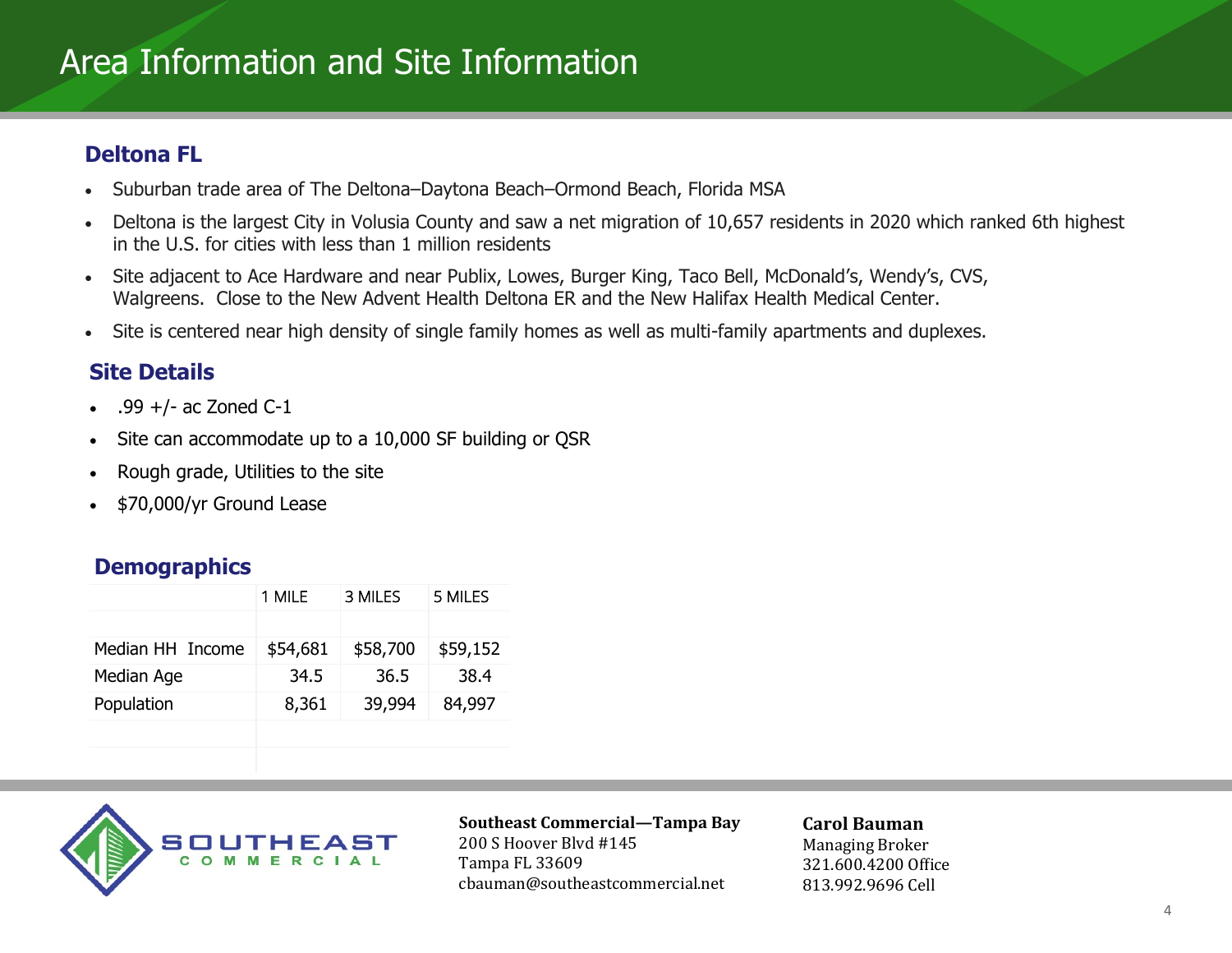# Area Information and Site Information

## Deltona FL

- Suburban trade area of The Deltona–Daytona Beach–Ormond Beach, Florida MSA
- Deltona is the largest City in Volusia County and saw a net migration of 10,657 residents in 2020 which ranked 6th highest in the U.S. for cities with less than 1 million residents
- Site adjacent to Ace Hardware and near Publix, Lowes, Burger King, Taco Bell, McDonald's, Wendy's, CVS, Walgreens. Close to the New Advent Health Deltona ER and the New Halifax Health Medical Center.
- Site is centered near high density of single family homes as well as multi-family apartments and duplexes.

## Site Details

- .99 +/- ac Zoned C-1
- Site can accommodate up to a 10,000 SF building or QSR
- Rough grade, Utilities to the site
- $70,000/yr Ground Lease

## Demographics

| | 1 MILE | 3 MILES | 5 MILES |
|---|---|---|---|
| Median HH Income | $54,681 | $58,700 | $59,152 |
| Median Age | 34.5 | 36.5 | 38.4 |
| Population | 8,361 | 39,994 | 84,997 |

**Southeast Commercial—Tampa Bay**
200 S Hoover Blvd #145
Tampa FL 33609
cbauman@southeastcommercial.net

**Carol Bauman**
Managing Broker
321.600.4200 Office
813.992.9696 Cell